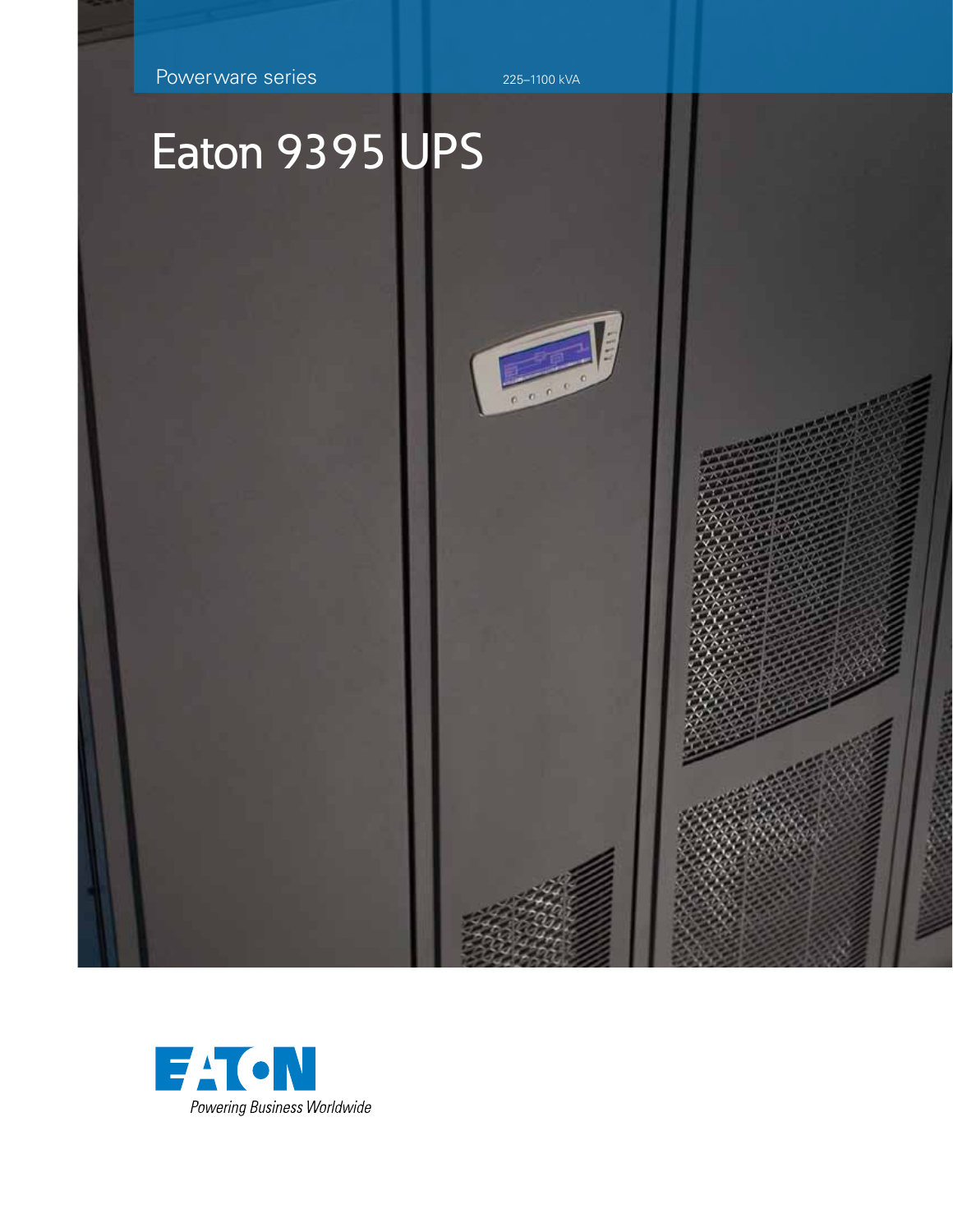Powerware series

225–1100 kVA

# Eaton 9395 UPS

EATON

*Powering Business Worldwide*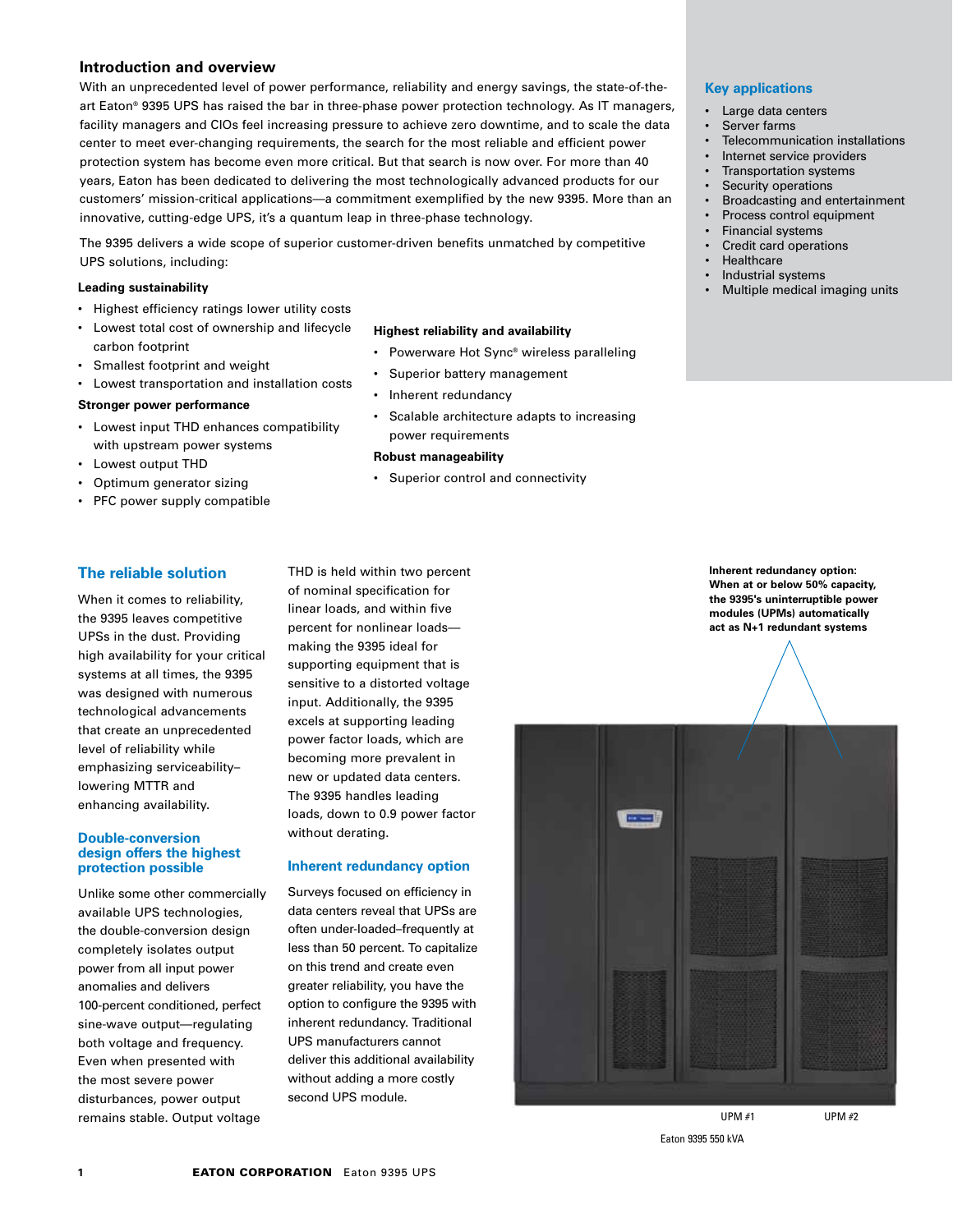## Introduction and overview

With an unprecedented level of power performance, reliability and energy savings, the state-of-the-art Eaton® 9395 UPS has raised the bar in three-phase power protection technology. As IT managers, facility managers and CIOs feel increasing pressure to achieve zero downtime, and to scale the data center to meet ever-changing requirements, the search for the most reliable and efficient power protection system has become even more critical. But that search is now over. For more than 40 years, Eaton has been dedicated to delivering the most technologically advanced products for our customers' mission-critical applications—a commitment exemplified by the new 9395. More than an innovative, cutting-edge UPS, it's a quantum leap in three-phase technology.

The 9395 delivers a wide scope of superior customer-driven benefits unmatched by competitive UPS solutions, including:

**Leading sustainability**

- Highest efficiency ratings lower utility costs
- Lowest total cost of ownership and lifecycle carbon footprint
- Smallest footprint and weight
- Lowest transportation and installation costs

**Stronger power performance**

- Lowest input THD enhances compatibility with upstream power systems
- Lowest output THD
- Optimum generator sizing
- PFC power supply compatible

**Highest reliability and availability**

- Powerware Hot Sync® wireless paralleling
- Superior battery management
- Inherent redundancy
- Scalable architecture adapts to increasing power requirements

**Robust manageability**

- Superior control and connectivity

### Key applications

- Large data centers
- Server farms
- Telecommunication installations
- Internet service providers
- Transportation systems
- Security operations
- Broadcasting and entertainment
- Process control equipment
- Financial systems
- Credit card operations
- Healthcare
- Industrial systems
- Multiple medical imaging units

## The reliable solution

When it comes to reliability, the 9395 leaves competitive UPSs in the dust. Providing high availability for your critical systems at all times, the 9395 was designed with numerous technological advancements that create an unprecedented level of reliability while emphasizing serviceability–lowering MTTR and enhancing availability.

### Double-conversion design offers the highest protection possible

Unlike some other commercially available UPS technologies, the double-conversion design completely isolates output power from all input power anomalies and delivers 100-percent conditioned, perfect sine-wave output—regulating both voltage and frequency. Even when presented with the most severe power disturbances, power output remains stable. Output voltage THD is held within two percent of nominal specification for linear loads, and within five percent for nonlinear loads—making the 9395 ideal for supporting equipment that is sensitive to a distorted voltage input. Additionally, the 9395 excels at supporting leading power factor loads, which are becoming more prevalent in new or updated data centers. The 9395 handles leading loads, down to 0.9 power factor without derating.

### Inherent redundancy option

Surveys focused on efficiency in data centers reveal that UPSs are often under-loaded–frequently at less than 50 percent. To capitalize on this trend and create even greater reliability, you have the option to configure the 9395 with inherent redundancy. Traditional UPS manufacturers cannot deliver this additional availability without adding a more costly second UPS module.

**Inherent redundancy option: When at or below 50% capacity, the 9395's uninterruptible power modules (UPMs) automatically act as N+1 redundant systems**

UPM #1 UPM #2

Eaton 9395 550 kVA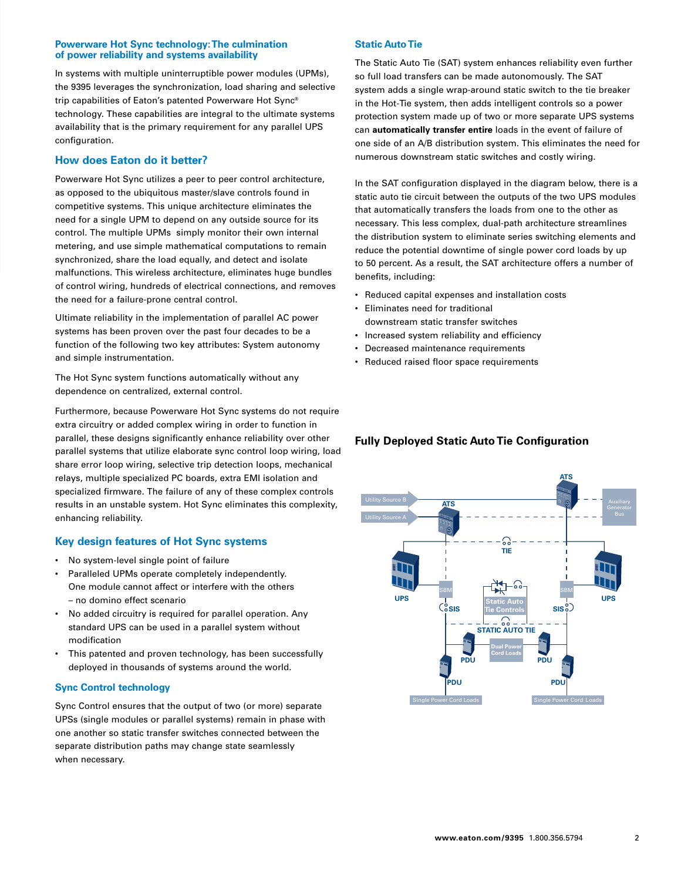## Powerware Hot Sync technology: The culmination of power reliability and systems availability

In systems with multiple uninterruptible power modules (UPMs), the 9395 leverages the synchronization, load sharing and selective trip capabilities of Eaton's patented Powerware Hot Sync® technology. These capabilities are integral to the ultimate systems availability that is the primary requirement for any parallel UPS configuration.

## How does Eaton do it better?

Powerware Hot Sync utilizes a peer to peer control architecture, as opposed to the ubiquitous master/slave controls found in competitive systems. This unique architecture eliminates the need for a single UPM to depend on any outside source for its control. The multiple UPMs simply monitor their own internal metering, and use simple mathematical computations to remain synchronized, share the load equally, and detect and isolate malfunctions. This wireless architecture, eliminates huge bundles of control wiring, hundreds of electrical connections, and removes the need for a failure-prone central control.

Ultimate reliability in the implementation of parallel AC power systems has been proven over the past four decades to be a function of the following two key attributes: System autonomy and simple instrumentation.

The Hot Sync system functions automatically without any dependence on centralized, external control.

Furthermore, because Powerware Hot Sync systems do not require extra circuitry or added complex wiring in order to function in parallel, these designs significantly enhance reliability over other parallel systems that utilize elaborate sync control loop wiring, load share error loop wiring, selective trip detection loops, mechanical relays, multiple specialized PC boards, extra EMI isolation and specialized firmware. The failure of any of these complex controls results in an unstable system. Hot Sync eliminates this complexity, enhancing reliability.

## Key design features of Hot Sync systems

- No system-level single point of failure
- Paralleled UPMs operate completely independently. One module cannot affect or interfere with the others – no domino effect scenario
- No added circuitry is required for parallel operation. Any standard UPS can be used in a parallel system without modification
- This patented and proven technology, has been successfully deployed in thousands of systems around the world.

## Sync Control technology

Sync Control ensures that the output of two (or more) separate UPSs (single modules or parallel systems) remain in phase with one another so static transfer switches connected between the separate distribution paths may change state seamlessly when necessary.

## Static Auto Tie

The Static Auto Tie (SAT) system enhances reliability even further so full load transfers can be made autonomously. The SAT system adds a single wrap-around static switch to the tie breaker in the Hot-Tie system, then adds intelligent controls so a power protection system made up of two or more separate UPS systems can **automatically transfer entire** loads in the event of failure of one side of an A/B distribution system. This eliminates the need for numerous downstream static switches and costly wiring.

In the SAT configuration displayed in the diagram below, there is a static auto tie circuit between the outputs of the two UPS modules that automatically transfers the loads from one to the other as necessary. This less complex, dual-path architecture streamlines the distribution system to eliminate series switching elements and reduce the potential downtime of single power cord loads by up to 50 percent. As a result, the SAT architecture offers a number of benefits, including:

- Reduced capital expenses and installation costs
- Eliminates need for traditional downstream static transfer switches
- Increased system reliability and efficiency
- Decreased maintenance requirements
- Reduced raised floor space requirements

## Fully Deployed Static Auto Tie Configuration

Utility Source B | Utility Source A | ATS | ATS | Auxiliary Generator Bus | TIE | UPS | UPS | SBM | SBM | SIS | SIS | Static Auto Tie Controls | STATIC AUTO TIE | Dual Power Cord Loads | PDU | PDU | PDU | PDU | Single Power Cord Loads | Single Power Cord Loads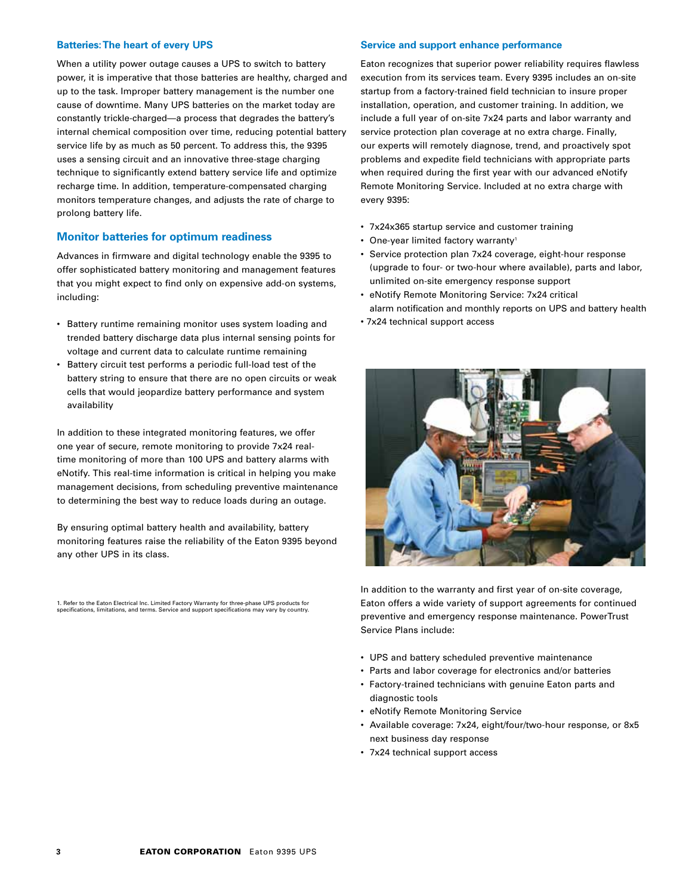### Batteries: The heart of every UPS

When a utility power outage causes a UPS to switch to battery power, it is imperative that those batteries are healthy, charged and up to the task. Improper battery management is the number one cause of downtime. Many UPS batteries on the market today are constantly trickle-charged—a process that degrades the battery's internal chemical composition over time, reducing potential battery service life by as much as 50 percent. To address this, the 9395 uses a sensing circuit and an innovative three-stage charging technique to significantly extend battery service life and optimize recharge time. In addition, temperature-compensated charging monitors temperature changes, and adjusts the rate of charge to prolong battery life.

## Monitor batteries for optimum readiness

Advances in firmware and digital technology enable the 9395 to offer sophisticated battery monitoring and management features that you might expect to find only on expensive add-on systems, including:

- Battery runtime remaining monitor uses system loading and trended battery discharge data plus internal sensing points for voltage and current data to calculate runtime remaining
- Battery circuit test performs a periodic full-load test of the battery string to ensure that there are no open circuits or weak cells that would jeopardize battery performance and system availability

In addition to these integrated monitoring features, we offer one year of secure, remote monitoring to provide 7x24 real-time monitoring of more than 100 UPS and battery alarms with eNotify. This real-time information is critical in helping you make management decisions, from scheduling preventive maintenance to determining the best way to reduce loads during an outage.

By ensuring optimal battery health and availability, battery monitoring features raise the reliability of the Eaton 9395 beyond any other UPS in its class.

1. Refer to the Eaton Electrical Inc. Limited Factory Warranty for three-phase UPS products for specifications, limitations, and terms. Service and support specifications may vary by country.

### Service and support enhance performance

Eaton recognizes that superior power reliability requires flawless execution from its services team. Every 9395 includes an on-site startup from a factory-trained field technician to insure proper installation, operation, and customer training. In addition, we include a full year of on-site 7x24 parts and labor warranty and service protection plan coverage at no extra charge. Finally, our experts will remotely diagnose, trend, and proactively spot problems and expedite field technicians with appropriate parts when required during the first year with our advanced eNotify Remote Monitoring Service. Included at no extra charge with every 9395:

- 7x24x365 startup service and customer training
- One-year limited factory warranty[1]
- Service protection plan 7x24 coverage, eight-hour response (upgrade to four- or two-hour where available), parts and labor, unlimited on-site emergency response support
- eNotify Remote Monitoring Service: 7x24 critical alarm notification and monthly reports on UPS and battery health
- 7x24 technical support access

In addition to the warranty and first year of on-site coverage, Eaton offers a wide variety of support agreements for continued preventive and emergency response maintenance. PowerTrust Service Plans include:

- UPS and battery scheduled preventive maintenance
- Parts and labor coverage for electronics and/or batteries
- Factory-trained technicians with genuine Eaton parts and diagnostic tools
- eNotify Remote Monitoring Service
- Available coverage: 7x24, eight/four/two-hour response, or 8x5 next business day response
- 7x24 technical support access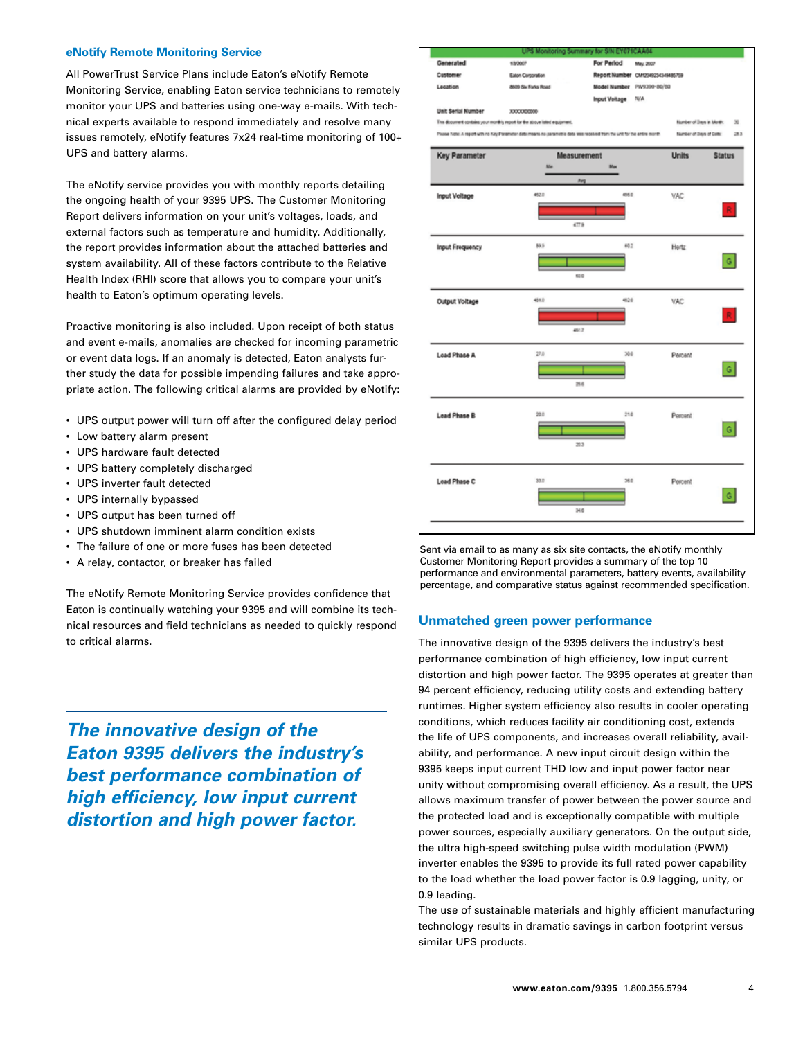## eNotify Remote Monitoring Service

All PowerTrust Service Plans include Eaton's eNotify Remote Monitoring Service, enabling Eaton service technicians to remotely monitor your UPS and batteries using one-way e-mails. With technical experts available to respond immediately and resolve many issues remotely, eNotify features 7x24 real-time monitoring of 100+ UPS and battery alarms.

The eNotify service provides you with monthly reports detailing the ongoing health of your 9395 UPS. The Customer Monitoring Report delivers information on your unit's voltages, loads, and external factors such as temperature and humidity. Additionally, the report provides information about the attached batteries and system availability. All of these factors contribute to the Relative Health Index (RHI) score that allows you to compare your unit's health to Eaton's optimum operating levels.

Proactive monitoring is also included. Upon receipt of both status and event e-mails, anomalies are checked for incoming parametric or event data logs. If an anomaly is detected, Eaton analysts further study the data for possible impending failures and take appropriate action. The following critical alarms are provided by eNotify:

- UPS output power will turn off after the configured delay period
- Low battery alarm present
- UPS hardware fault detected
- UPS battery completely discharged
- UPS inverter fault detected
- UPS internally bypassed
- UPS output has been turned off
- UPS shutdown imminent alarm condition exists
- The failure of one or more fuses has been detected
- A relay, contactor, or breaker has failed

The eNotify Remote Monitoring Service provides confidence that Eaton is continually watching your 9395 and will combine its technical resources and field technicians as needed to quickly respond to critical alarms.

***The innovative design of the Eaton 9395 delivers the industry's best performance combination of high efficiency, low input current distortion and high power factor.***

**UPS Monitoring Summary for S/N EY071CAA04**

| Key Parameter | Min | Max | Avg | Units | Status |
|---|---|---|---|---|---|
| Input Voltage | 462.0 | 498.0 | 477.9 | VAC | R |
| Input Frequency | 59.9 | 60.2 | 60.0 | Hertz | G |
| Output Voltage | 480.0 | 482.0 | 481.7 | VAC | R |
| Load Phase A | 27.0 | 30.0 | 28.6 | Percent | G |
| Load Phase B | 20.0 | 21.0 | 20.3 | Percent | G |
| Load Phase C | 33.0 | 36.0 | 34.6 | Percent | G |

Sent via email to as many as six site contacts, the eNotify monthly Customer Monitoring Report provides a summary of the top 10 performance and environmental parameters, battery events, availability percentage, and comparative status against recommended specification.

## Unmatched green power performance

The innovative design of the 9395 delivers the industry's best performance combination of high efficiency, low input current distortion and high power factor. The 9395 operates at greater than 94 percent efficiency, reducing utility costs and extending battery runtimes. Higher system efficiency also results in cooler operating conditions, which reduces facility air conditioning cost, extends the life of UPS components, and increases overall reliability, availability, and performance. A new input circuit design within the 9395 keeps input current THD low and input power factor near unity without compromising overall efficiency. As a result, the UPS allows maximum transfer of power between the power source and the protected load and is exceptionally compatible with multiple power sources, especially auxiliary generators. On the output side, the ultra high-speed switching pulse width modulation (PWM) inverter enables the 9395 to provide its full rated power capability to the load whether the load power factor is 0.9 lagging, unity, or 0.9 leading.

The use of sustainable materials and highly efficient manufacturing technology results in dramatic savings in carbon footprint versus similar UPS products.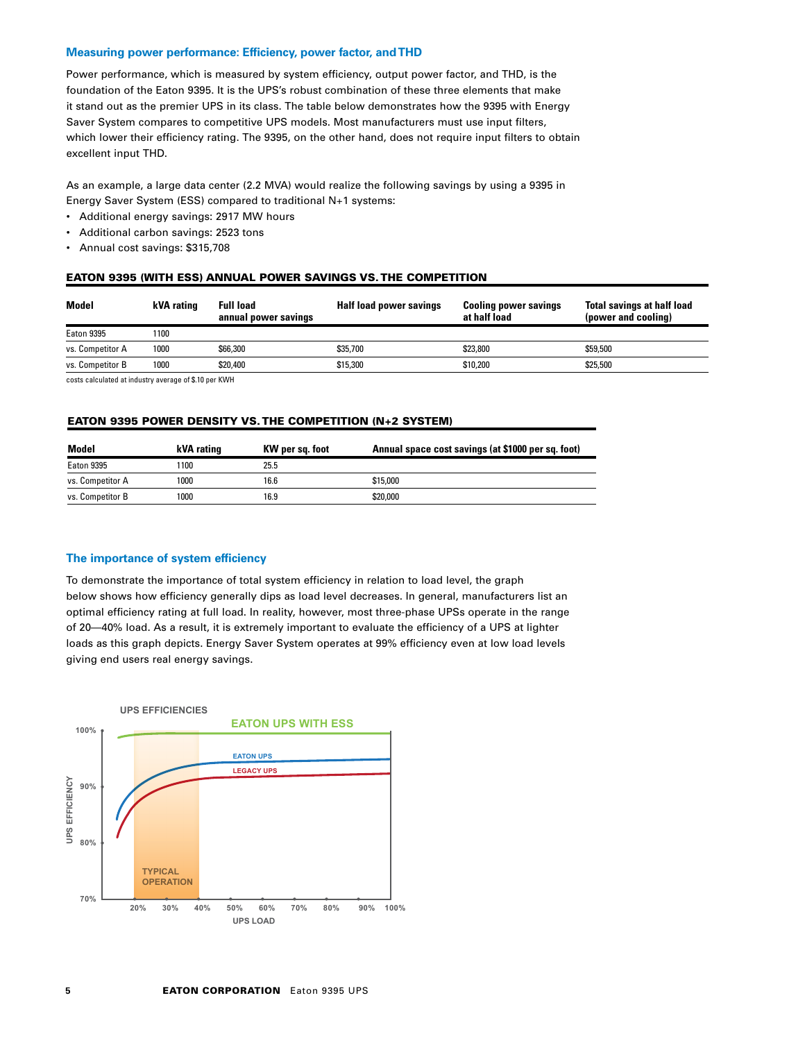## Measuring power performance: Efficiency, power factor, and THD

Power performance, which is measured by system efficiency, output power factor, and THD, is the foundation of the Eaton 9395. It is the UPS's robust combination of these three elements that make it stand out as the premier UPS in its class. The table below demonstrates how the 9395 with Energy Saver System compares to competitive UPS models. Most manufacturers must use input filters, which lower their efficiency rating. The 9395, on the other hand, does not require input filters to obtain excellent input THD.

As an example, a large data center (2.2 MVA) would realize the following savings by using a 9395 in Energy Saver System (ESS) compared to traditional N+1 systems:

- Additional energy savings: 2917 MW hours
- Additional carbon savings: 2523 tons
- Annual cost savings: $315,708

### EATON 9395 (WITH ESS) ANNUAL POWER SAVINGS VS. THE COMPETITION

| Model | kVA rating | Full load annual power savings | Half load power savings | Cooling power savings at half load | Total savings at half load (power and cooling) |
|---|---|---|---|---|---|
| Eaton 9395 | 1100 | | | | |
| vs. Competitor A | 1000 | $66,300 | $35,700 | $23,800 | $59,500 |
| vs. Competitor B | 1000 | $20,400 | $15,300 | $10,200 | $25,500 |

costs calculated at industry average of $.10 per KWH

### EATON 9395 POWER DENSITY VS. THE COMPETITION (N+2 SYSTEM)

| Model | kVA rating | KW per sq. foot | Annual space cost savings (at $1000 per sq. foot) |
|---|---|---|---|
| Eaton 9395 | 1100 | 25.5 | |
| vs. Competitor A | 1000 | 16.6 | $15,000 |
| vs. Competitor B | 1000 | 16.9 | $20,000 |

## The importance of system efficiency

To demonstrate the importance of total system efficiency in relation to load level, the graph below shows how efficiency generally dips as load level decreases. In general, manufacturers list an optimal efficiency rating at full load. In reality, however, most three-phase UPSs operate in the range of 20—40% load. As a result, it is extremely important to evaluate the efficiency of a UPS at lighter loads as this graph depicts. Energy Saver System operates at 99% efficiency even at low load levels giving end users real energy savings.

UPS EFFICIENCIES

EATON UPS WITH ESS

EATON UPS

LEGACY UPS

TYPICAL OPERATION

UPS EFFICIENCY: 70%, 80%, 90%, 100%

UPS LOAD: 20%, 30%, 40%, 50%, 60%, 70%, 80%, 90%, 100%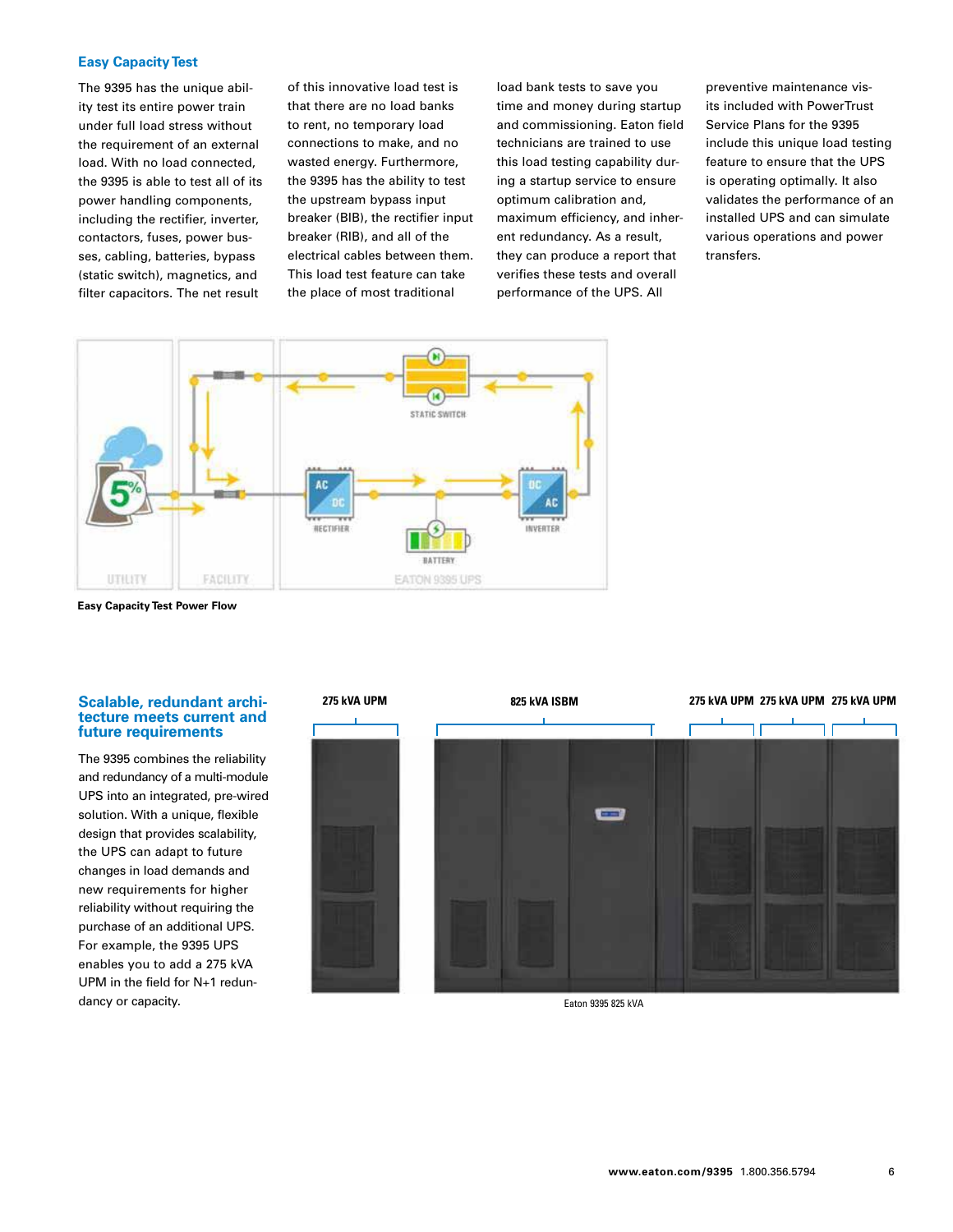## Easy Capacity Test

The 9395 has the unique ability test its entire power train under full load stress without the requirement of an external load. With no load connected, the 9395 is able to test all of its power handling components, including the rectifier, inverter, contactors, fuses, power busses, cabling, batteries, bypass (static switch), magnetics, and filter capacitors. The net result of this innovative load test is that there are no load banks to rent, no temporary load connections to make, and no wasted energy. Furthermore, the 9395 has the ability to test the upstream bypass input breaker (BIB), the rectifier input breaker (RIB), and all of the electrical cables between them. This load test feature can take the place of most traditional load bank tests to save you time and money during startup and commissioning. Eaton field technicians are trained to use this load testing capability during a startup service to ensure optimum calibration and, maximum efficiency, and inherent redundancy. As a result, they can produce a report that verifies these tests and overall performance of the UPS. All preventive maintenance visits included with PowerTrust Service Plans for the 9395 include this unique load testing feature to ensure that the UPS is operating optimally. It also validates the performance of an installed UPS and can simulate various operations and power transfers.

**Easy Capacity Test Power Flow**

## Scalable, redundant architecture meets current and future requirements

The 9395 combines the reliability and redundancy of a multi-module UPS into an integrated, pre-wired solution. With a unique, flexible design that provides scalability, the UPS can adapt to future changes in load demands and new requirements for higher reliability without requiring the purchase of an additional UPS. For example, the 9395 UPS enables you to add a 275 kVA UPM in the field for N+1 redundancy or capacity.

Eaton 9395 825 kVA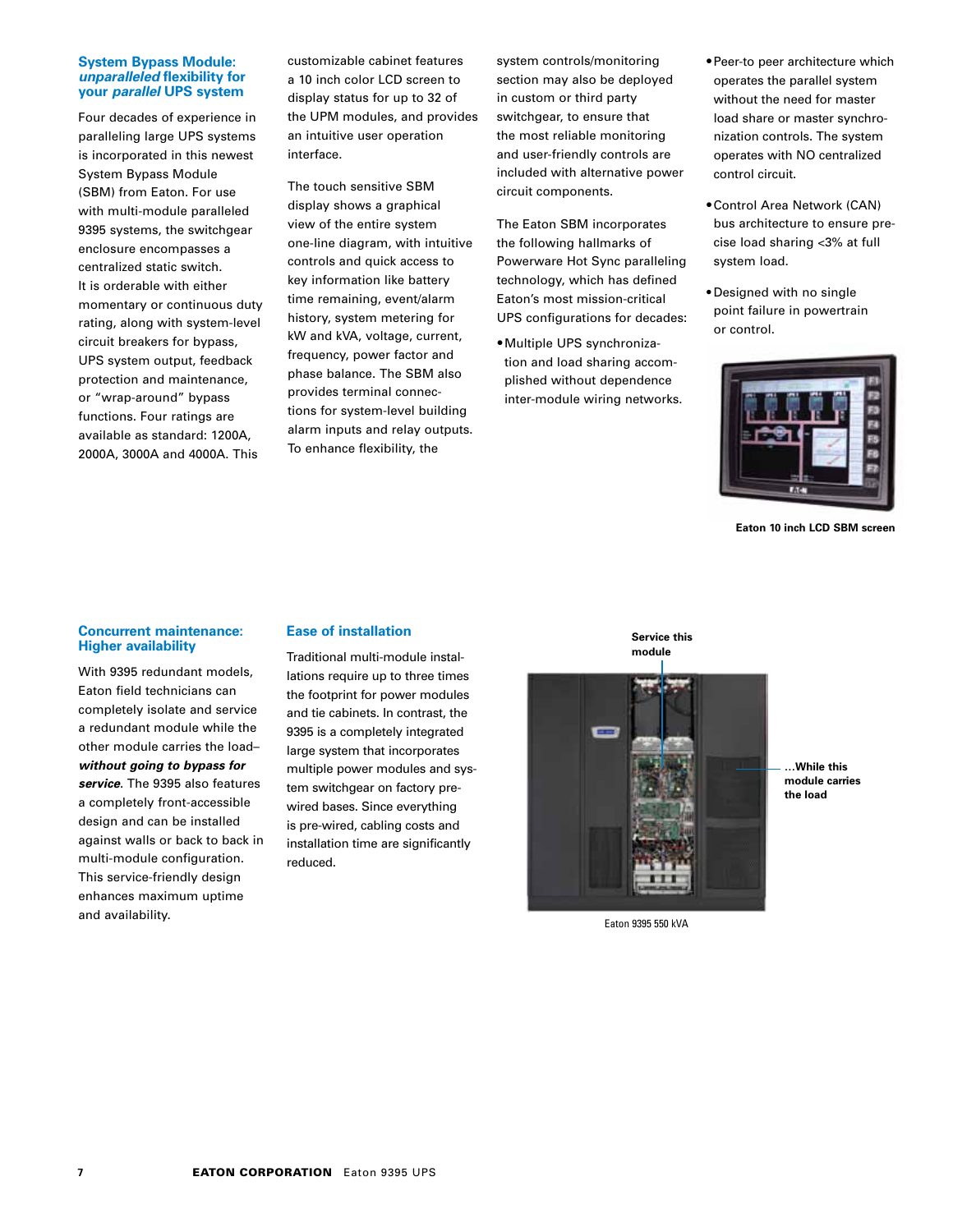## System Bypass Module: *unparalleled* flexibility for your *parallel* UPS system

Four decades of experience in paralleling large UPS systems is incorporated in this newest System Bypass Module (SBM) from Eaton. For use with multi-module paralleled 9395 systems, the switchgear enclosure encompasses a centralized static switch. It is orderable with either momentary or continuous duty rating, along with system-level circuit breakers for bypass, UPS system output, feedback protection and maintenance, or "wrap-around" bypass functions. Four ratings are available as standard: 1200A, 2000A, 3000A and 4000A. This customizable cabinet features a 10 inch color LCD screen to display status for up to 32 of the UPM modules, and provides an intuitive user operation interface.

The touch sensitive SBM display shows a graphical view of the entire system one-line diagram, with intuitive controls and quick access to key information like battery time remaining, event/alarm history, system metering for kW and kVA, voltage, current, frequency, power factor and phase balance. The SBM also provides terminal connections for system-level building alarm inputs and relay outputs. To enhance flexibility, the system controls/monitoring section may also be deployed in custom or third party switchgear, to ensure that the most reliable monitoring and user-friendly controls are included with alternative power circuit components.

The Eaton SBM incorporates the following hallmarks of Powerware Hot Sync paralleling technology, which has defined Eaton's most mission-critical UPS configurations for decades:

- Multiple UPS synchronization and load sharing accomplished without dependence inter-module wiring networks.
- Peer-to peer architecture which operates the parallel system without the need for master load share or master synchronization controls. The system operates with NO centralized control circuit.
- Control Area Network (CAN) bus architecture to ensure precise load sharing <3% at full system load.
- Designed with no single point failure in powertrain or control.

**Eaton 10 inch LCD SBM screen**

## Concurrent maintenance: Higher availability

With 9395 redundant models, Eaton field technicians can completely isolate and service a redundant module while the other module carries the load– ***without going to bypass for service***. The 9395 also features a completely front-accessible design and can be installed against walls or back to back in multi-module configuration. This service-friendly design enhances maximum uptime and availability.

## Ease of installation

Traditional multi-module installations require up to three times the footprint for power modules and tie cabinets. In contrast, the 9395 is a completely integrated large system that incorporates multiple power modules and system switchgear on factory pre-wired bases. Since everything is pre-wired, cabling costs and installation time are significantly reduced.

**Service this module**

**...While this module carries the load**

Eaton 9395 550 kVA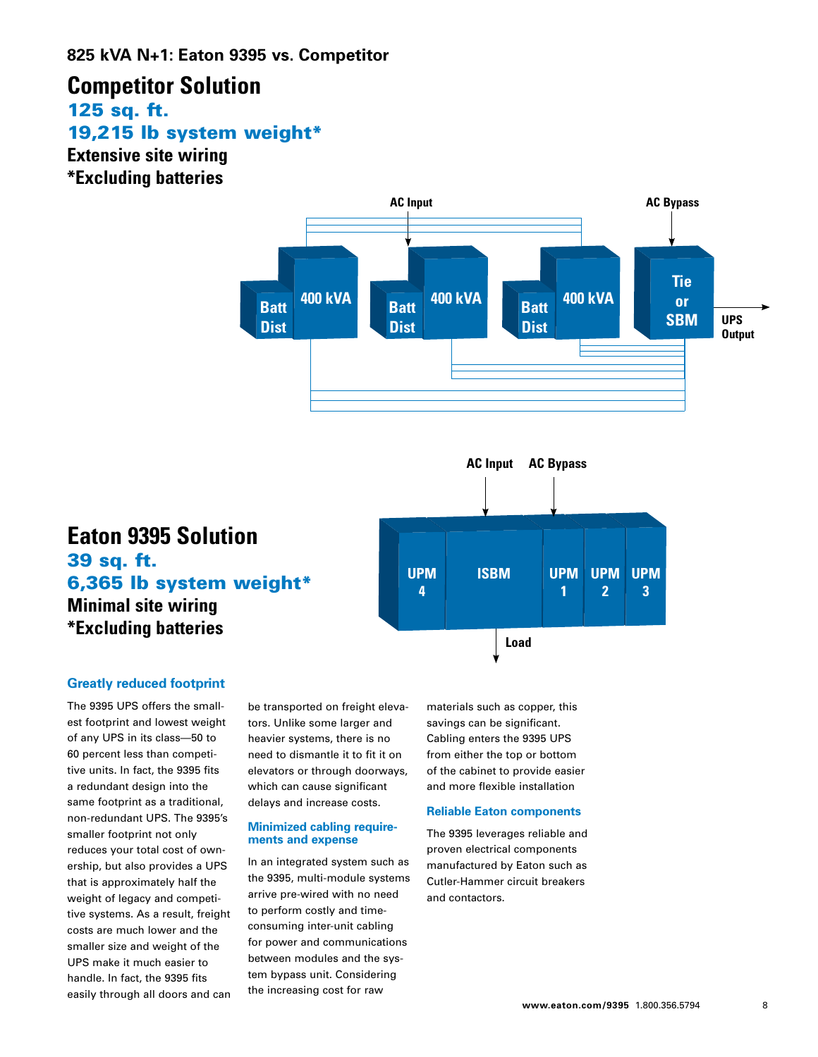## 825 kVA N+1: Eaton 9395 vs. Competitor

# Competitor Solution

**125 sq. ft.**

**19,215 lb system weight***

**Extensive site wiring**

***Excluding batteries**

AC Input

AC Bypass

Batt Dist | 400 kVA | Batt Dist | 400 kVA | Batt Dist | 400 kVA | Tie or SBM

UPS Output

# Eaton 9395 Solution

**39 sq. ft.**

**6,365 lb system weight***

**Minimal site wiring**

***Excluding batteries**

AC Input

AC Bypass

UPM 4 | ISBM | UPM 1 | UPM 2 | UPM 3

Load

### Greatly reduced footprint

The 9395 UPS offers the smallest footprint and lowest weight of any UPS in its class—50 to 60 percent less than competitive units. In fact, the 9395 fits a redundant design into the same footprint as a traditional, non-redundant UPS. The 9395's smaller footprint not only reduces your total cost of ownership, but also provides a UPS that is approximately half the weight of legacy and competitive systems. As a result, freight costs are much lower and the smaller size and weight of the UPS make it much easier to handle. In fact, the 9395 fits easily through all doors and can be transported on freight elevators. Unlike some larger and heavier systems, there is no need to dismantle it to fit it on elevators or through doorways, which can cause significant delays and increase costs.

### Minimized cabling requirements and expense

In an integrated system such as the 9395, multi-module systems arrive pre-wired with no need to perform costly and time-consuming inter-unit cabling for power and communications between modules and the system bypass unit. Considering the increasing cost for raw materials such as copper, this savings can be significant. Cabling enters the 9395 UPS from either the top or bottom of the cabinet to provide easier and more flexible installation

### Reliable Eaton components

The 9395 leverages reliable and proven electrical components manufactured by Eaton such as Cutler-Hammer circuit breakers and contactors.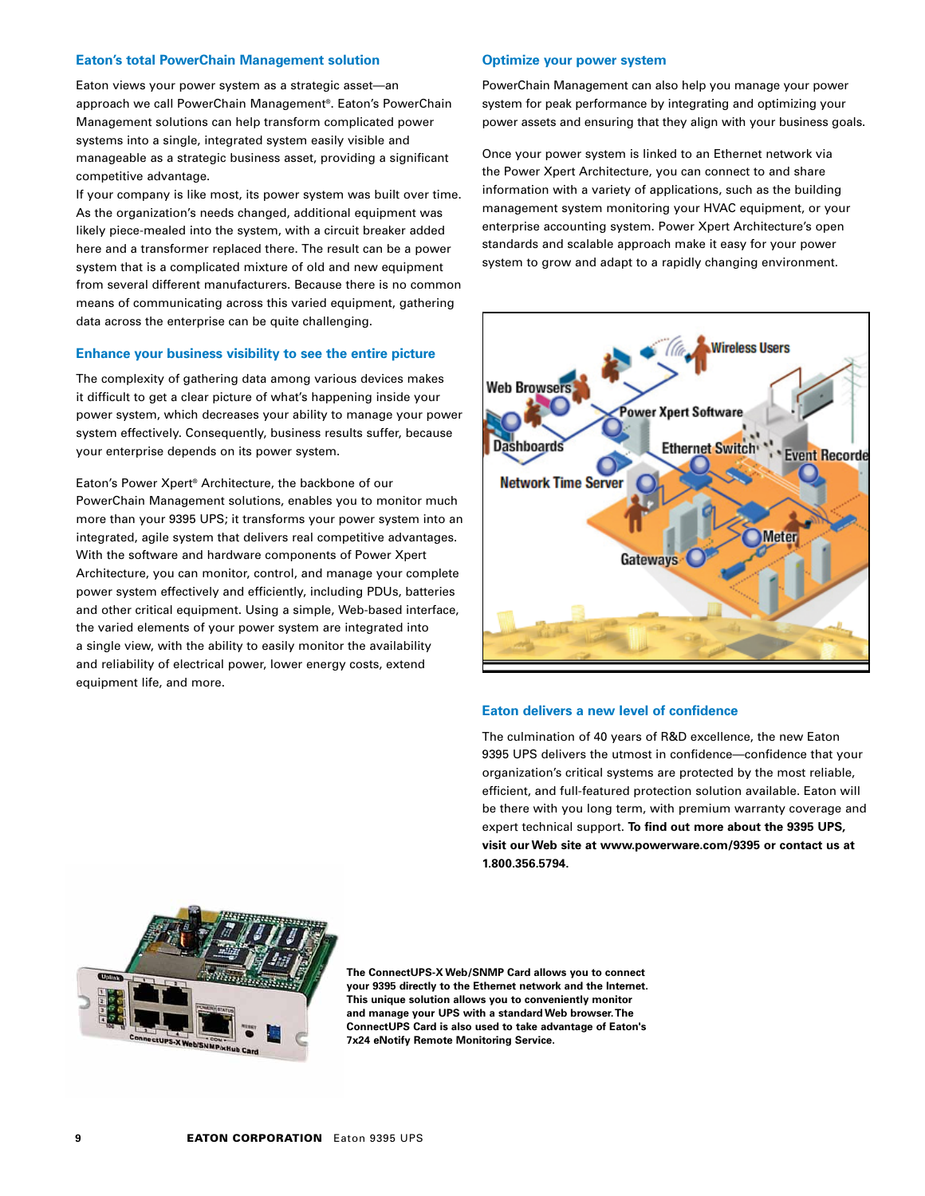## Eaton's total PowerChain Management solution

Eaton views your power system as a strategic asset—an approach we call PowerChain Management®. Eaton's PowerChain Management solutions can help transform complicated power systems into a single, integrated system easily visible and manageable as a strategic business asset, providing a significant competitive advantage.

If your company is like most, its power system was built over time. As the organization's needs changed, additional equipment was likely piece-mealed into the system, with a circuit breaker added here and a transformer replaced there. The result can be a power system that is a complicated mixture of old and new equipment from several different manufacturers. Because there is no common means of communicating across this varied equipment, gathering data across the enterprise can be quite challenging.

## Enhance your business visibility to see the entire picture

The complexity of gathering data among various devices makes it difficult to get a clear picture of what's happening inside your power system, which decreases your ability to manage your power system effectively. Consequently, business results suffer, because your enterprise depends on its power system.

Eaton's Power Xpert® Architecture, the backbone of our PowerChain Management solutions, enables you to monitor much more than your 9395 UPS; it transforms your power system into an integrated, agile system that delivers real competitive advantages. With the software and hardware components of Power Xpert Architecture, you can monitor, control, and manage your complete power system effectively and efficiently, including PDUs, batteries and other critical equipment. Using a simple, Web-based interface, the varied elements of your power system are integrated into a single view, with the ability to easily monitor the availability and reliability of electrical power, lower energy costs, extend equipment life, and more.

## Optimize your power system

PowerChain Management can also help you manage your power system for peak performance by integrating and optimizing your power assets and ensuring that they align with your business goals.

Once your power system is linked to an Ethernet network via the Power Xpert Architecture, you can connect to and share information with a variety of applications, such as the building management system monitoring your HVAC equipment, or your enterprise accounting system. Power Xpert Architecture's open standards and scalable approach make it easy for your power system to grow and adapt to a rapidly changing environment.

## Eaton delivers a new level of confidence

The culmination of 40 years of R&D excellence, the new Eaton 9395 UPS delivers the utmost in confidence—confidence that your organization's critical systems are protected by the most reliable, efficient, and full-featured protection solution available. Eaton will be there with you long term, with premium warranty coverage and expert technical support. **To find out more about the 9395 UPS, visit our Web site at www.powerware.com/9395 or contact us at 1.800.356.5794.**

**The ConnectUPS-X Web/SNMP Card allows you to connect your 9395 directly to the Ethernet network and the Internet. This unique solution allows you to conveniently monitor and manage your UPS with a standard Web browser. The ConnectUPS Card is also used to take advantage of Eaton's 7x24 eNotify Remote Monitoring Service.**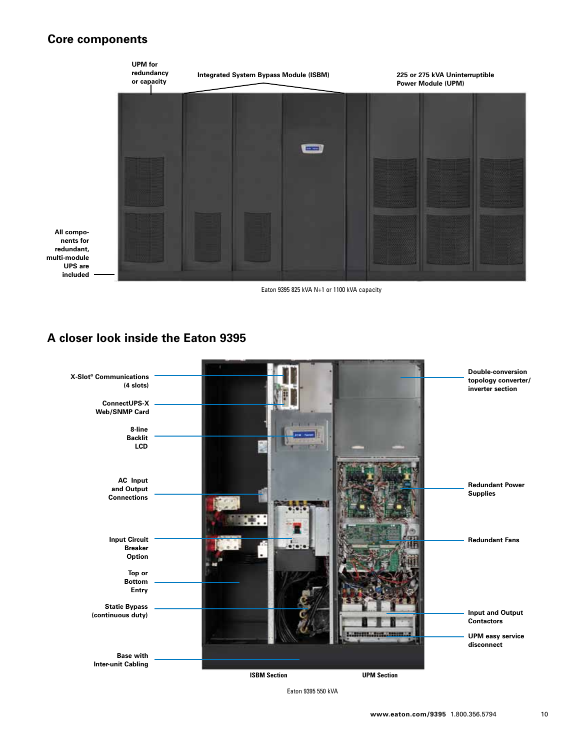## Core components

UPM for redundancy or capacity

Integrated System Bypass Module (ISBM)

225 or 275 kVA Uninterruptible Power Module (UPM)

All components for redundant, multi-module UPS are included

Eaton 9395 825 kVA N+1 or 1100 kVA capacity

## A closer look inside the Eaton 9395

X-Slot® Communications (4 slots)

ConnectUPS-X Web/SNMP Card

8-line Backlit LCD

AC Input and Output Connections

Input Circuit Breaker Option

Top or Bottom Entry

Static Bypass (continuous duty)

Base with Inter-unit Cabling

Double-conversion topology converter/ inverter section

Redundant Power Supplies

Redundant Fans

Input and Output Contactors

UPM easy service disconnect

ISBM Section

UPM Section

Eaton 9395 550 kVA

www.eaton.com/9395 1.800.356.5794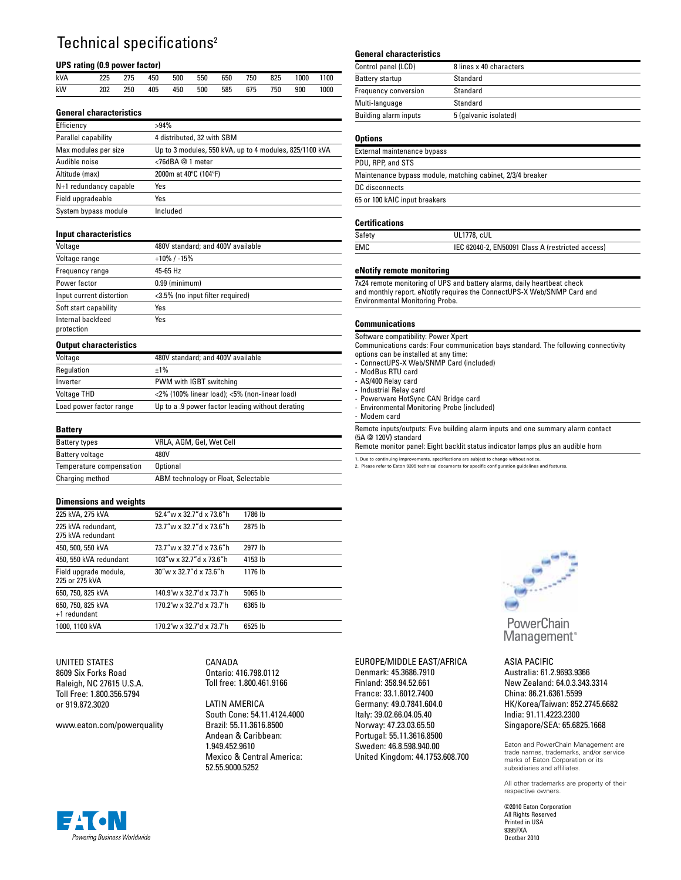# Technical specifications[2]

### UPS rating (0.9 power factor)

| kVA | 225 | 275 | 450 | 500 | 550 | 650 | 750 | 825 | 1000 | 1100 |
|---|---|---|---|---|---|---|---|---|---|---|
| kW | 202 | 250 | 405 | 450 | 500 | 585 | 675 | 750 | 900 | 1000 |

### General characteristics

| | |
|---|---|
| Efficiency | >94% |
| Parallel capability | 4 distributed, 32 with SBM |
| Max modules per size | Up to 3 modules, 550 kVA, up to 4 modules, 825/1100 kVA |
| Audible noise | <76dBA @ 1 meter |
| Altitude (max) | 2000m at 40ºC (104ºF) |
| N+1 redundancy capable | Yes |
| Field upgradeable | Yes |
| System bypass module | Included |

### Input characteristics

| | |
|---|---|
| Voltage | 480V standard; and 400V available |
| Voltage range | +10% / -15% |
| Frequency range | 45-65 Hz |
| Power factor | 0.99 (minimum) |
| Input current distortion | <3.5% (no input filter required) |
| Soft start capability | Yes |
| Internal backfeed protection | Yes |

### Output characteristics

| | |
|---|---|
| Voltage | 480V standard; and 400V available |
| Regulation | ±1% |
| Inverter | PWM with IGBT switching |
| Voltage THD | <2% (100% linear load); <5% (non-linear load) |
| Load power factor range | Up to a .9 power factor leading without derating |

### Battery

| | |
|---|---|
| Battery types | VRLA, AGM, Gel, Wet Cell |
| Battery voltage | 480V |
| Temperature compensation | Optional |
| Charging method | ABM technology or Float, Selectable |

### Dimensions and weights

| | | |
|---|---|---|
| 225 kVA, 275 kVA | 52.4"w x 32.7"d x 73.6"h | 1786 lb |
| 225 kVA redundant, 275 kVA redundant | 73.7"w x 32.7"d x 73.6"h | 2875 lb |
| 450, 500, 550 kVA | 73.7"w x 32.7"d x 73.6"h | 2977 lb |
| 450, 550 kVA redundant | 103"w x 32.7"d x 73.6"h | 4153 lb |
| Field upgrade module, 225 or 275 kVA | 30"w x 32.7"d x 73.6"h | 1176 lb |
| 650, 750, 825 kVA | 140.9"w x 32.7"d x 73.7"h | 5065 lb |
| 650, 750, 825 kVA +1 redundant | 170.2"w x 32.7"d x 73.7"h | 6365 lb |
| 1000, 1100 kVA | 170.2"w x 32.7"d x 73.7"h | 6525 lb |

### General characteristics

| | |
|---|---|
| Control panel (LCD) | 8 lines x 40 characters |
| Battery startup | Standard |
| Frequency conversion | Standard |
| Multi-language | Standard |
| Building alarm inputs | 5 (galvanic isolated) |

### Options

- External maintenance bypass
- PDU, RPP, and STS
- Maintenance bypass module, matching cabinet, 2/3/4 breaker
- DC disconnects
- 65 or 100 kAIC input breakers

### Certifications

| | |
|---|---|
| Safety | UL1778, cUL |
| EMC | IEC 62040-2, EN50091 Class A (restricted access) |

### eNotify remote monitoring

7x24 remote monitoring of UPS and battery alarms, daily heartbeat check and monthly report. eNotify requires the ConnectUPS-X Web/SNMP Card and Environmental Monitoring Probe.

### Communications

Software compatibility: Power Xpert

Communications cards: Four communication bays standard. The following connectivity options can be installed at any time:

- ConnectUPS-X Web/SNMP Card (included)
- ModBus RTU card
- AS/400 Relay card
- Industrial Relay card
- Powerware HotSync CAN Bridge card
- Environmental Monitoring Probe (included)
- Modem card

Remote inputs/outputs: Five building alarm inputs and one summary alarm contact (5A @ 120V) standard

Remote monitor panel: Eight backlit status indicator lamps plus an audible horn

1. Due to continuing improvements, specifications are subject to change without notice.
2. Please refer to Eaton 9395 technical documents for specific configuration guidelines and features.

PowerChain Management®

UNITED STATES
8609 Six Forks Road
Raleigh, NC 27615 U.S.A.
Toll Free: 1.800.356.5794
or 919.872.3020

www.eaton.com/powerquality

CANADA
Ontario: 416.798.0112
Toll free: 1.800.461.9166

LATIN AMERICA
South Cone: 54.11.4124.4000
Brazil: 55.11.3616.8500
Andean & Caribbean: 1.949.452.9610
Mexico & Central America: 52.55.9000.5252

EUROPE/MIDDLE EAST/AFRICA
Denmark: 45.3686.7910
Finland: 358.94.52.661
France: 33.1.6012.7400
Germany: 49.0.7841.604.0
Italy: 39.02.66.04.05.40
Norway: 47.23.03.65.50
Portugal: 55.11.3616.8500
Sweden: 46.8.598.940.00
United Kingdom: 44.1753.608.700

ASIA PACIFIC
Australia: 61.2.9693.9366
New Zealand: 64.0.3.343.3314
China: 86.21.6361.5599
HK/Korea/Taiwan: 852.2745.6682
India: 91.11.4223.2300
Singapore/SEA: 65.6825.1668

Eaton and PowerChain Management are trade names, trademarks, and/or service marks of Eaton Corporation or its subsidiaries and affiliates.

All other trademarks are property of their respective owners.

©2010 Eaton Corporation
All Rights Reserved
Printed in USA
9395FXA
Ocotber 2010

EATON
*Powering Business Worldwide*